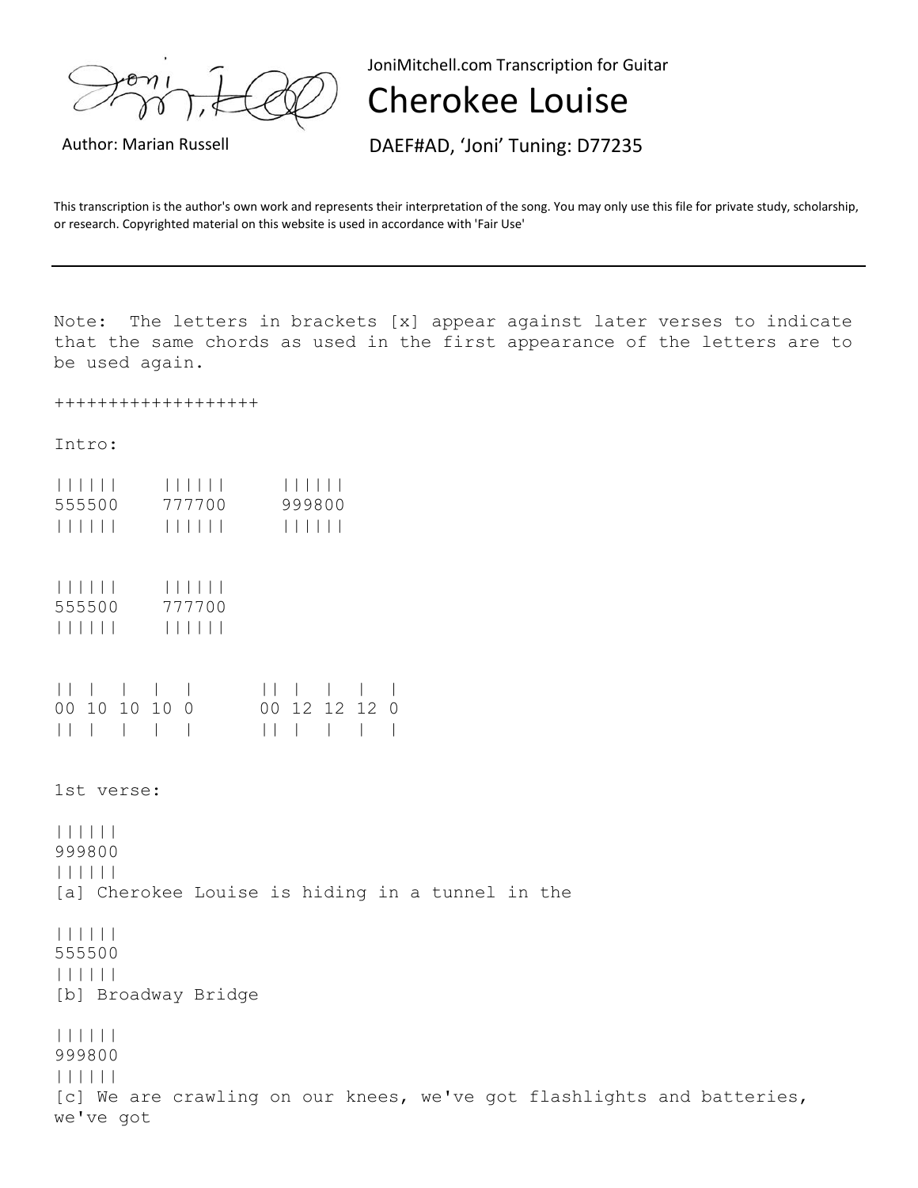JoniMitchell.com Transcription for Guitar

# Cherokee Louise

Author: Marian Russell

DAEF#AD, 'Joni' Tuning: D77235

This transcription is the author's own work and represents their interpretation of the song. You may only use this file for private study, scholarship, or research. Copyrighted material on this website is used in accordance with 'Fair Use'

---

```
Note:  The letters in brackets [x] appear against later verses to indicate
that the same chords as used in the first appearance of the letters are to
be used again.

+++++++++++++++++++

Intro:

||||||     ||||||      ||||||
555500     777700      999800
||||||     ||||||      ||||||


||||||     ||||||
555500     777700
||||||     ||||||


|| |  |  |  |       || |  |  |  |
00 10 10 10 0       00 12 12 12 0
|| |  |  |  |       || |  |  |  |


1st verse:

||||||
999800
||||||
[a] Cherokee Louise is hiding in a tunnel in the

||||||
555500
||||||
[b] Broadway Bridge

||||||
999800
||||||
[c] We are crawling on our knees, we've got flashlights and batteries,
we've got
```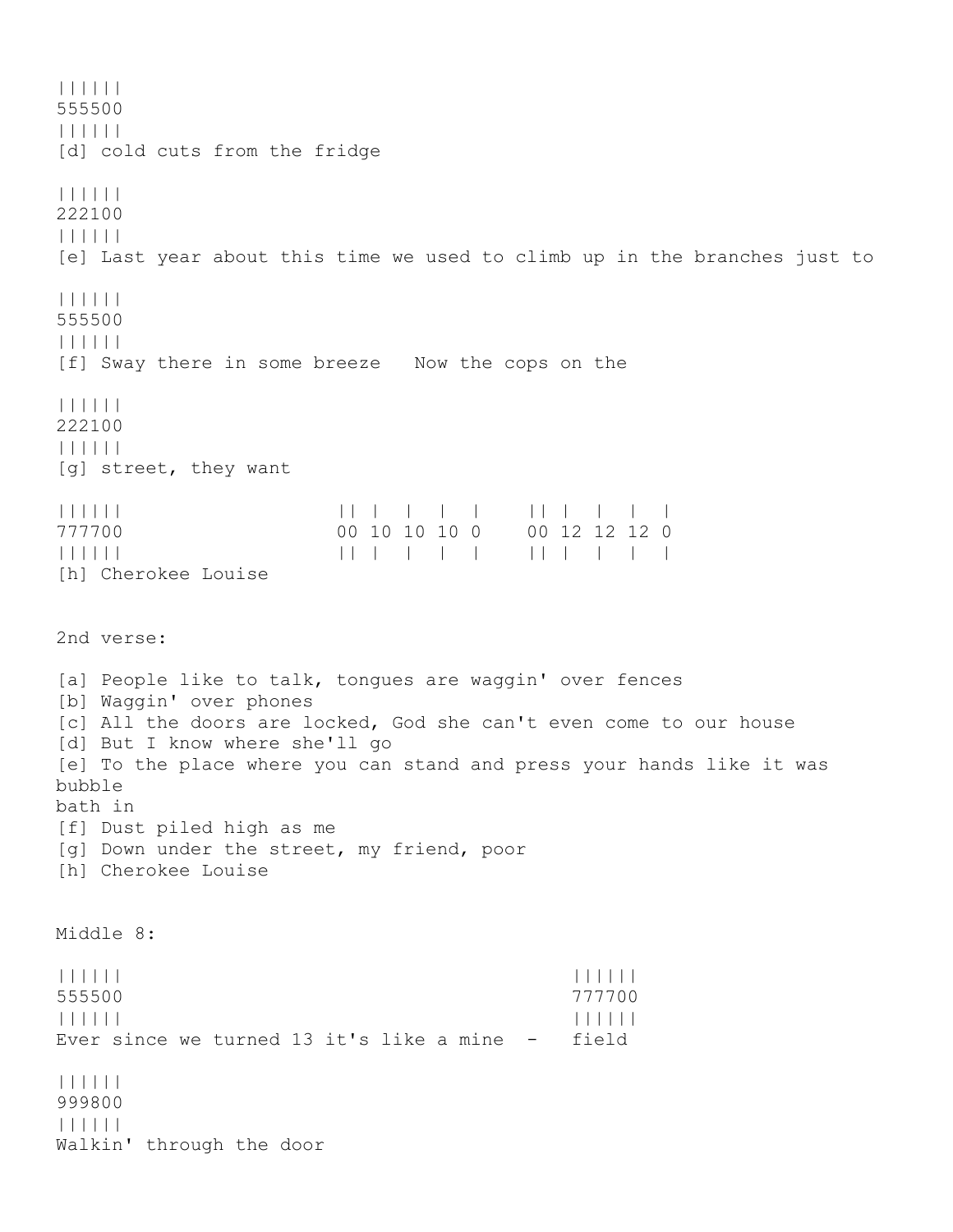```
||||||
555500
||||||
[d] cold cuts from the fridge

||||||
222100
||||||
[e] Last year about this time we used to climb up in the branches just to

||||||
555500
||||||
[f] Sway there in some breeze   Now the cops on the

||||||
222100
||||||
[g] street, they want

||||||                    || |  |  |  |     || |  |  |  |
777700                    00 10 10 10 0     00 12 12 12 0
||||||                    || |  |  |  |     || |  |  |  |
[h] Cherokee Louise
```

2nd verse:

[a] People like to talk, tongues are waggin' over fences
[b] Waggin' over phones
[c] All the doors are locked, God she can't even come to our house
[d] But I know where she'll go
[e] To the place where you can stand and press your hands like it was bubble
bath in
[f] Dust piled high as me
[g] Down under the street, my friend, poor
[h] Cherokee Louise

Middle 8:

```
||||||                                        ||||||
555500                                        777700
||||||                                        ||||||
Ever since we turned 13 it's like a mine  -   field

||||||
999800
||||||
Walkin' through the door
```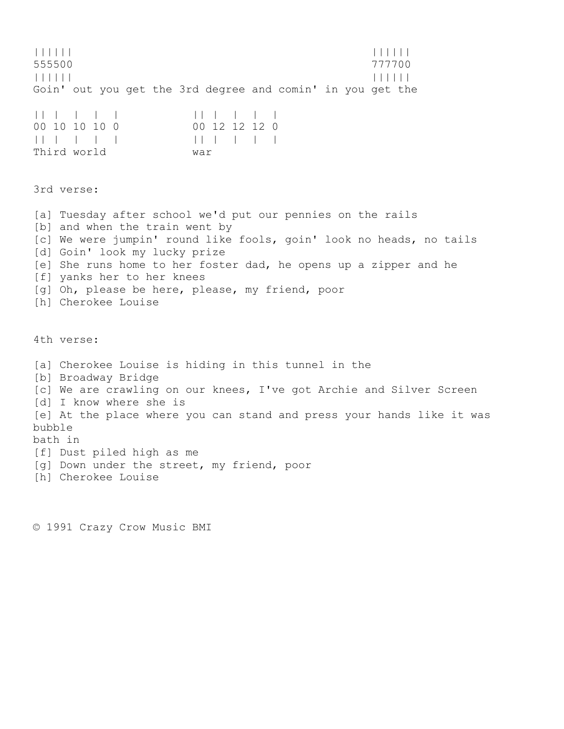```
||||||                                                    ||||||
555500                                                    777700
||||||                                                    ||||||
Goin' out you get the 3rd degree and comin' in you get the

|| |  |  |  |            || |  |  |  |
00 10 10 10 0           00 12 12 12 0
|| |  |  |  |            || |  |  |  |
Third world             war
```

3rd verse:

[a] Tuesday after school we'd put our pennies on the rails
[b] and when the train went by
[c] We were jumpin' round like fools, goin' look no heads, no tails
[d] Goin' look my lucky prize
[e] She runs home to her foster dad, he opens up a zipper and he
[f] yanks her to her knees
[g] Oh, please be here, please, my friend, poor
[h] Cherokee Louise

4th verse:

[a] Cherokee Louise is hiding in this tunnel in the
[b] Broadway Bridge
[c] We are crawling on our knees, I've got Archie and Silver Screen
[d] I know where she is
[e] At the place where you can stand and press your hands like it was bubble
bath in
[f] Dust piled high as me
[g] Down under the street, my friend, poor
[h] Cherokee Louise

© 1991 Crazy Crow Music BMI